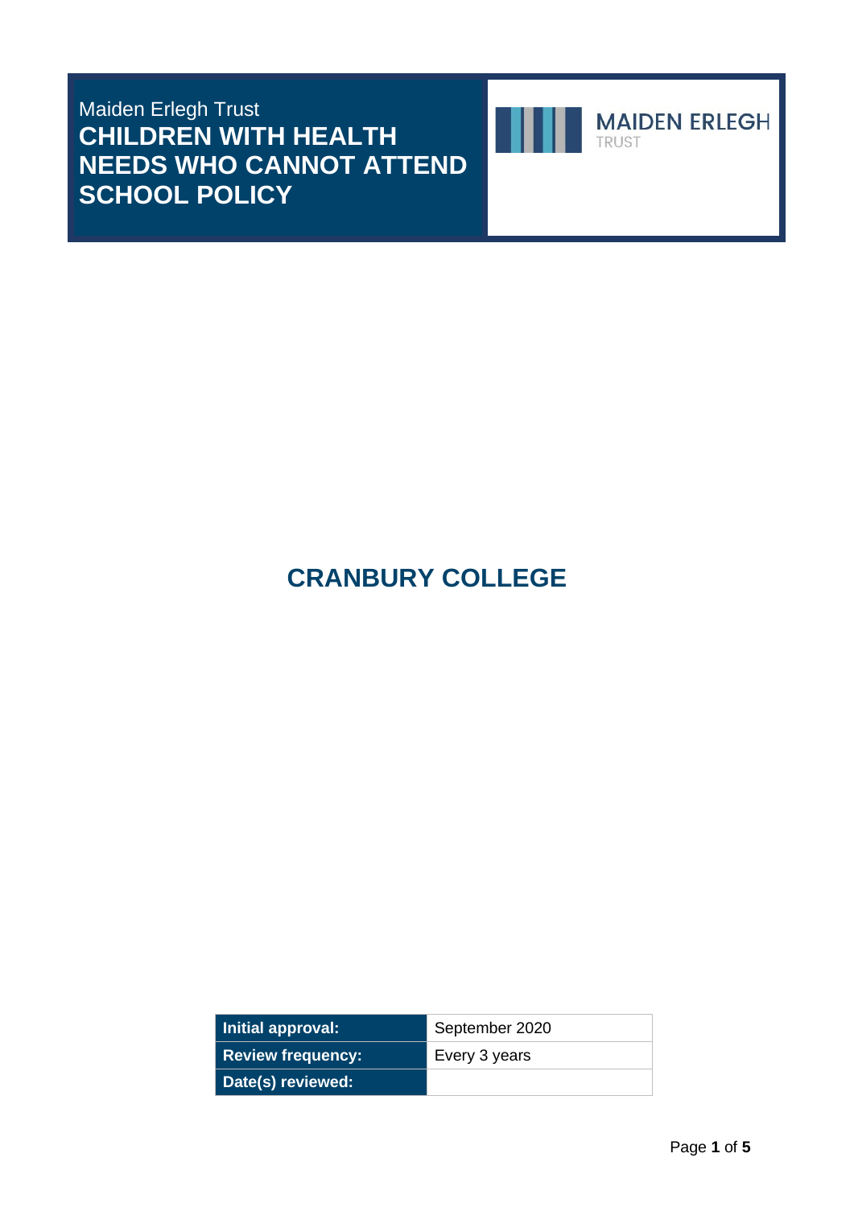Maiden Erlegh Trust

# CHILDREN WITH HEALTH NEEDS WHO CANNOT ATTEND SCHOOL POLICY

MAIDEN ERLEGH TRUST

## CRANBURY COLLEGE

| Initial approval: | September 2020 |
| --- | --- |
| Review frequency: | Every 3 years |
| Date(s) reviewed: | |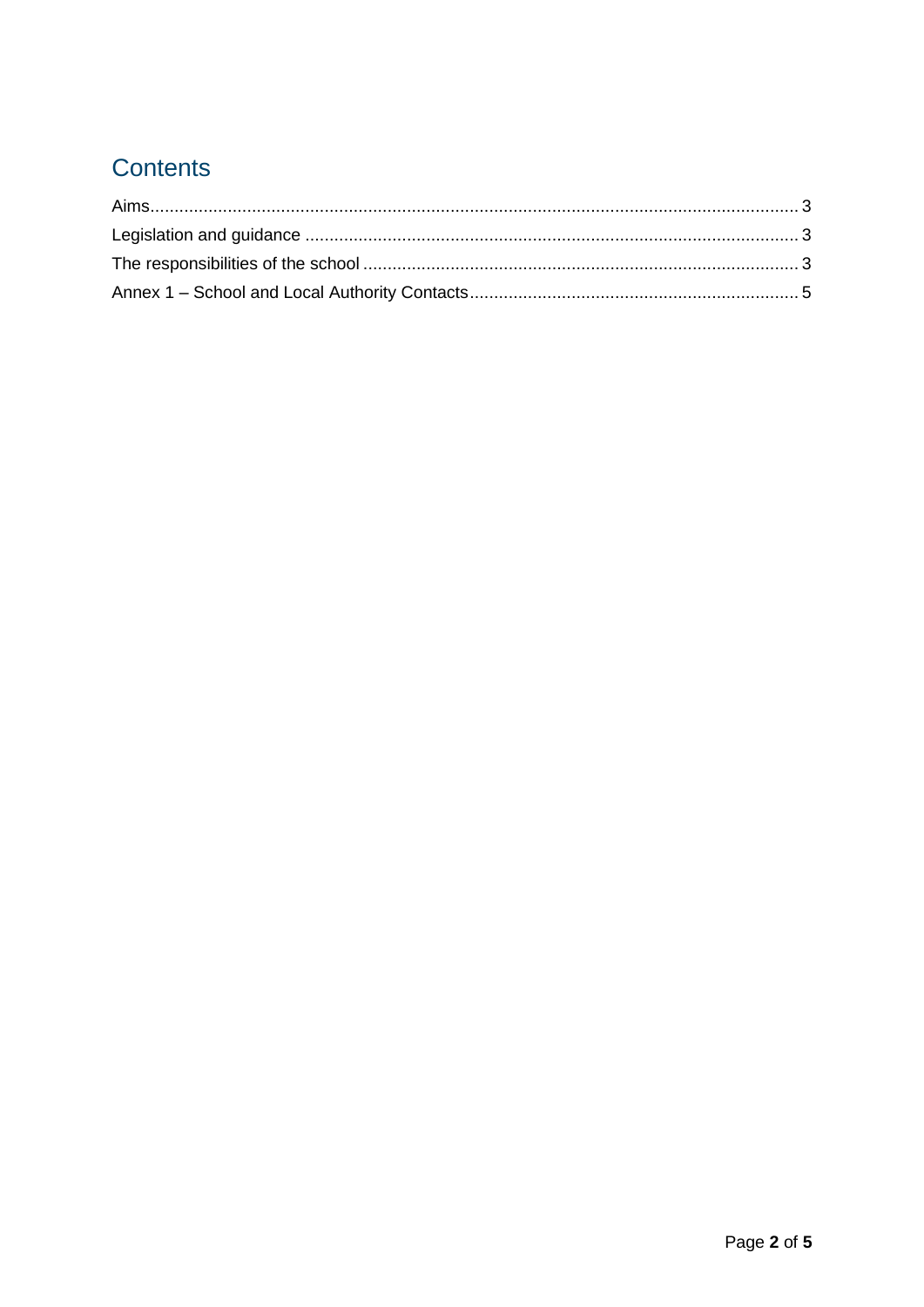## Contents

Aims ..................................................................................................................................... 3

Legislation and guidance ..................................................................................................... 3

The responsibilities of the school ......................................................................................... 3

Annex 1 – School and Local Authority Contacts .................................................................. 5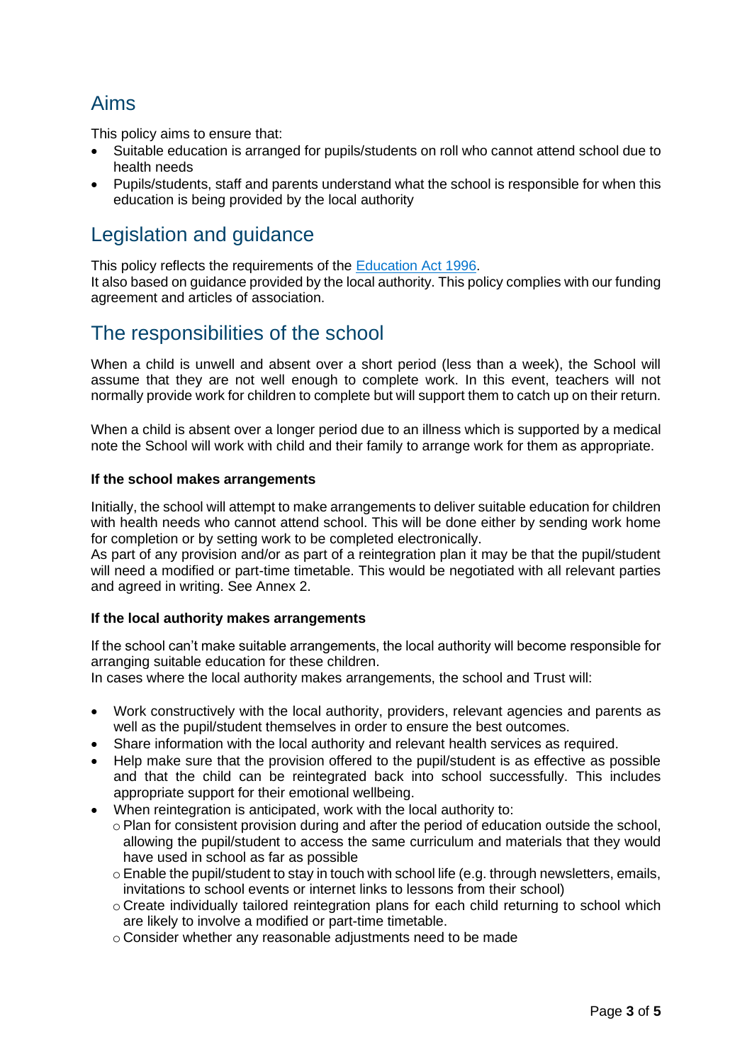## Aims

This policy aims to ensure that:

- Suitable education is arranged for pupils/students on roll who cannot attend school due to health needs
- Pupils/students, staff and parents understand what the school is responsible for when this education is being provided by the local authority

## Legislation and guidance

This policy reflects the requirements of the [Education Act 1996](Education Act 1996).
It also based on guidance provided by the local authority. This policy complies with our funding agreement and articles of association.

## The responsibilities of the school

When a child is unwell and absent over a short period (less than a week), the School will assume that they are not well enough to complete work. In this event, teachers will not normally provide work for children to complete but will support them to catch up on their return.

When a child is absent over a longer period due to an illness which is supported by a medical note the School will work with child and their family to arrange work for them as appropriate.

**If the school makes arrangements**

Initially, the school will attempt to make arrangements to deliver suitable education for children with health needs who cannot attend school. This will be done either by sending work home for completion or by setting work to be completed electronically.
As part of any provision and/or as part of a reintegration plan it may be that the pupil/student will need a modified or part-time timetable. This would be negotiated with all relevant parties and agreed in writing. See Annex 2.

**If the local authority makes arrangements**

If the school can't make suitable arrangements, the local authority will become responsible for arranging suitable education for these children.
In cases where the local authority makes arrangements, the school and Trust will:

- Work constructively with the local authority, providers, relevant agencies and parents as well as the pupil/student themselves in order to ensure the best outcomes.
- Share information with the local authority and relevant health services as required.
- Help make sure that the provision offered to the pupil/student is as effective as possible and that the child can be reintegrated back into school successfully. This includes appropriate support for their emotional wellbeing.
- When reintegration is anticipated, work with the local authority to:
  - Plan for consistent provision during and after the period of education outside the school, allowing the pupil/student to access the same curriculum and materials that they would have used in school as far as possible
  - Enable the pupil/student to stay in touch with school life (e.g. through newsletters, emails, invitations to school events or internet links to lessons from their school)
  - Create individually tailored reintegration plans for each child returning to school which are likely to involve a modified or part-time timetable.
  - Consider whether any reasonable adjustments need to be made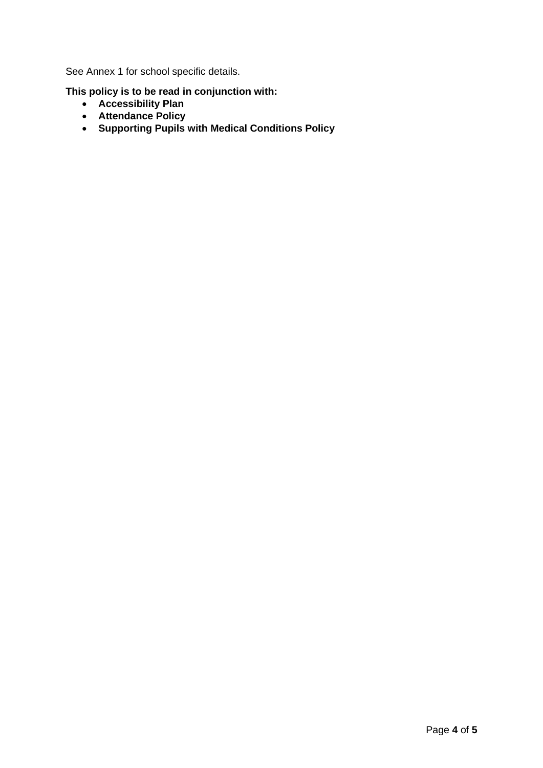See Annex 1 for school specific details.

**This policy is to be read in conjunction with:**

- **Accessibility Plan**
- **Attendance Policy**
- **Supporting Pupils with Medical Conditions Policy**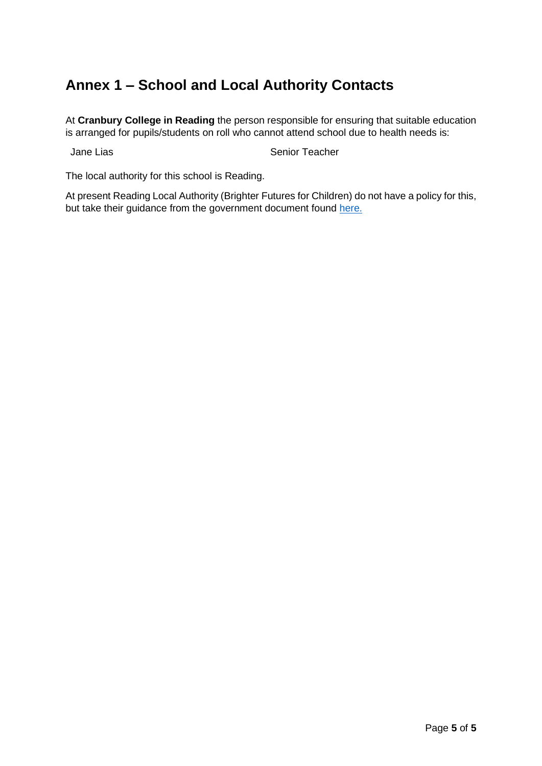# Annex 1 – School and Local Authority Contacts

At **Cranbury College in Reading** the person responsible for ensuring that suitable education is arranged for pupils/students on roll who cannot attend school due to health needs is:

| | |
|---|---|
| Jane Lias | Senior Teacher |

The local authority for this school is Reading.

At present Reading Local Authority (Brighter Futures for Children) do not have a policy for this, but take their guidance from the government document found here.